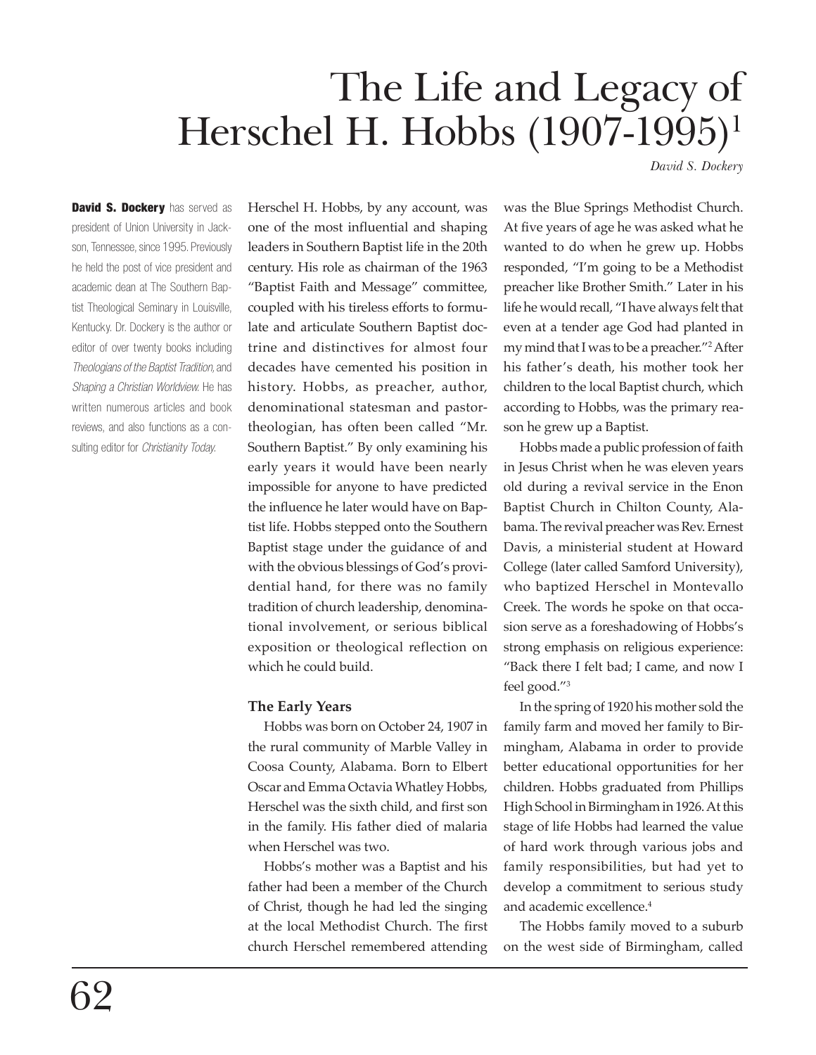# The Life and Legacy of Herschel H. Hobbs (1907-1995)[1]

*David S. Dockery*

**David S. Dockery** has served as president of Union University in Jackson, Tennessee, since 1995. Previously he held the post of vice president and academic dean at The Southern Baptist Theological Seminary in Louisville, Kentucky. Dr. Dockery is the author or editor of over twenty books including *Theologians of the Baptist Tradition*, and *Shaping a Christian Worldview*. He has written numerous articles and book reviews, and also functions as a consulting editor for *Christianity Today*.

Herschel H. Hobbs, by any account, was one of the most influential and shaping leaders in Southern Baptist life in the 20th century. His role as chairman of the 1963 "Baptist Faith and Message" committee, coupled with his tireless efforts to formulate and articulate Southern Baptist doctrine and distinctives for almost four decades have cemented his position in history. Hobbs, as preacher, author, denominational statesman and pastor-theologian, has often been called "Mr. Southern Baptist." By only examining his early years it would have been nearly impossible for anyone to have predicted the influence he later would have on Baptist life. Hobbs stepped onto the Southern Baptist stage under the guidance of and with the obvious blessings of God's providential hand, for there was no family tradition of church leadership, denominational involvement, or serious biblical exposition or theological reflection on which he could build.

### The Early Years

Hobbs was born on October 24, 1907 in the rural community of Marble Valley in Coosa County, Alabama. Born to Elbert Oscar and Emma Octavia Whatley Hobbs, Herschel was the sixth child, and first son in the family. His father died of malaria when Herschel was two.

Hobbs's mother was a Baptist and his father had been a member of the Church of Christ, though he had led the singing at the local Methodist Church. The first church Herschel remembered attending was the Blue Springs Methodist Church. At five years of age he was asked what he wanted to do when he grew up. Hobbs responded, "I'm going to be a Methodist preacher like Brother Smith." Later in his life he would recall, "I have always felt that even at a tender age God had planted in my mind that I was to be a preacher."[2] After his father's death, his mother took her children to the local Baptist church, which according to Hobbs, was the primary reason he grew up a Baptist.

Hobbs made a public profession of faith in Jesus Christ when he was eleven years old during a revival service in the Enon Baptist Church in Chilton County, Alabama. The revival preacher was Rev. Ernest Davis, a ministerial student at Howard College (later called Samford University), who baptized Herschel in Montevallo Creek. The words he spoke on that occasion serve as a foreshadowing of Hobbs's strong emphasis on religious experience: "Back there I felt bad; I came, and now I feel good."[3]

In the spring of 1920 his mother sold the family farm and moved her family to Birmingham, Alabama in order to provide better educational opportunities for her children. Hobbs graduated from Phillips High School in Birmingham in 1926. At this stage of life Hobbs had learned the value of hard work through various jobs and family responsibilities, but had yet to develop a commitment to serious study and academic excellence.[4]

The Hobbs family moved to a suburb on the west side of Birmingham, called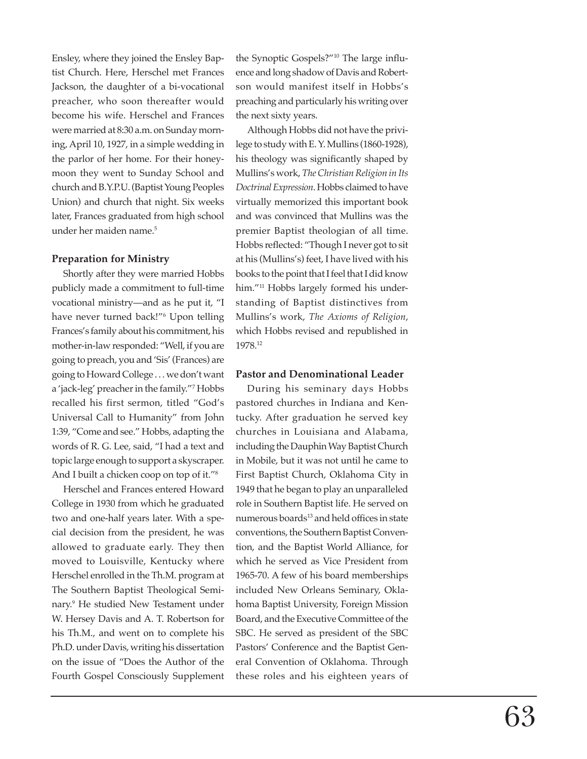Ensley, where they joined the Ensley Baptist Church. Here, Herschel met Frances Jackson, the daughter of a bi-vocational preacher, who soon thereafter would become his wife. Herschel and Frances were married at 8:30 a.m. on Sunday morning, April 10, 1927, in a simple wedding in the parlor of her home. For their honeymoon they went to Sunday School and church and B.Y.P.U. (Baptist Young Peoples Union) and church that night. Six weeks later, Frances graduated from high school under her maiden name.[5]

### Preparation for Ministry

Shortly after they were married Hobbs publicly made a commitment to full-time vocational ministry—and as he put it, "I have never turned back!"[6] Upon telling Frances's family about his commitment, his mother-in-law responded: "Well, if you are going to preach, you and 'Sis' (Frances) are going to Howard College . . . we don't want a 'jack-leg' preacher in the family."[7] Hobbs recalled his first sermon, titled "God's Universal Call to Humanity" from John 1:39, "Come and see." Hobbs, adapting the words of R. G. Lee, said, "I had a text and topic large enough to support a skyscraper. And I built a chicken coop on top of it."[8]

Herschel and Frances entered Howard College in 1930 from which he graduated two and one-half years later. With a special decision from the president, he was allowed to graduate early. They then moved to Louisville, Kentucky where Herschel enrolled in the Th.M. program at The Southern Baptist Theological Seminary.[9] He studied New Testament under W. Hersey Davis and A. T. Robertson for his Th.M., and went on to complete his Ph.D. under Davis, writing his dissertation on the issue of "Does the Author of the Fourth Gospel Consciously Supplement the Synoptic Gospels?"[10] The large influence and long shadow of Davis and Robertson would manifest itself in Hobbs's preaching and particularly his writing over the next sixty years.

Although Hobbs did not have the privilege to study with E. Y. Mullins (1860-1928), his theology was significantly shaped by Mullins's work, *The Christian Religion in Its Doctrinal Expression*. Hobbs claimed to have virtually memorized this important book and was convinced that Mullins was the premier Baptist theologian of all time. Hobbs reflected: "Though I never got to sit at his (Mullins's) feet, I have lived with his books to the point that I feel that I did know him."[11] Hobbs largely formed his understanding of Baptist distinctives from Mullins's work, *The Axioms of Religion*, which Hobbs revised and republished in 1978.[12]

### Pastor and Denominational Leader

During his seminary days Hobbs pastored churches in Indiana and Kentucky. After graduation he served key churches in Louisiana and Alabama, including the Dauphin Way Baptist Church in Mobile, but it was not until he came to First Baptist Church, Oklahoma City in 1949 that he began to play an unparalleled role in Southern Baptist life. He served on numerous boards[13] and held offices in state conventions, the Southern Baptist Convention, and the Baptist World Alliance, for which he served as Vice President from 1965-70. A few of his board memberships included New Orleans Seminary, Oklahoma Baptist University, Foreign Mission Board, and the Executive Committee of the SBC. He served as president of the SBC Pastors' Conference and the Baptist General Convention of Oklahoma. Through these roles and his eighteen years of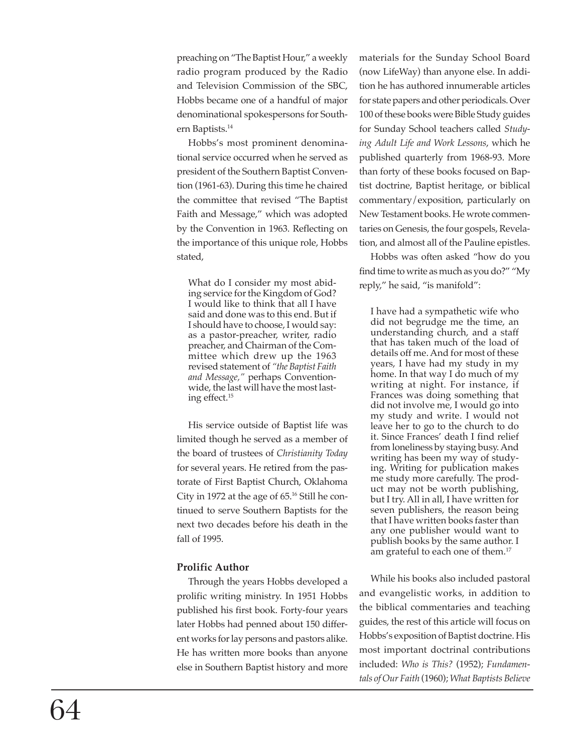preaching on "The Baptist Hour," a weekly radio program produced by the Radio and Television Commission of the SBC, Hobbs became one of a handful of major denominational spokespersons for Southern Baptists.[14]

Hobbs's most prominent denominational service occurred when he served as president of the Southern Baptist Convention (1961-63). During this time he chaired the committee that revised "The Baptist Faith and Message," which was adopted by the Convention in 1963. Reflecting on the importance of this unique role, Hobbs stated,

> What do I consider my most abiding service for the Kingdom of God? I would like to think that all I have said and done was to this end. But if I should have to choose, I would say: as a pastor-preacher, writer, radio preacher, and Chairman of the Committee which drew up the 1963 revised statement of *"the Baptist Faith and Message,"* perhaps Convention-wide, the last will have the most lasting effect.[15]

His service outside of Baptist life was limited though he served as a member of the board of trustees of *Christianity Today* for several years. He retired from the pastorate of First Baptist Church, Oklahoma City in 1972 at the age of 65.[16] Still he continued to serve Southern Baptists for the next two decades before his death in the fall of 1995.

### Prolific Author

Through the years Hobbs developed a prolific writing ministry. In 1951 Hobbs published his first book. Forty-four years later Hobbs had penned about 150 different works for lay persons and pastors alike. He has written more books than anyone else in Southern Baptist history and more materials for the Sunday School Board (now LifeWay) than anyone else. In addition he has authored innumerable articles for state papers and other periodicals. Over 100 of these books were Bible Study guides for Sunday School teachers called *Studying Adult Life and Work Lessons*, which he published quarterly from 1968-93. More than forty of these books focused on Baptist doctrine, Baptist heritage, or biblical commentary/exposition, particularly on New Testament books. He wrote commentaries on Genesis, the four gospels, Revelation, and almost all of the Pauline epistles.

Hobbs was often asked "how do you find time to write as much as you do?" "My reply," he said, "is manifold":

> I have had a sympathetic wife who did not begrudge me the time, an understanding church, and a staff that has taken much of the load of details off me. And for most of these years, I have had my study in my home. In that way I do much of my writing at night. For instance, if Frances was doing something that did not involve me, I would go into my study and write. I would not leave her to go to the church to do it. Since Frances' death I find relief from loneliness by staying busy. And writing has been my way of studying. Writing for publication makes me study more carefully. The product may not be worth publishing, but I try. All in all, I have written for seven publishers, the reason being that I have written books faster than any one publisher would want to publish books by the same author. I am grateful to each one of them.[17]

While his books also included pastoral and evangelistic works, in addition to the biblical commentaries and teaching guides, the rest of this article will focus on Hobbs's exposition of Baptist doctrine. His most important doctrinal contributions included: *Who is This?* (1952); *Fundamentals of Our Faith* (1960); *What Baptists Believe*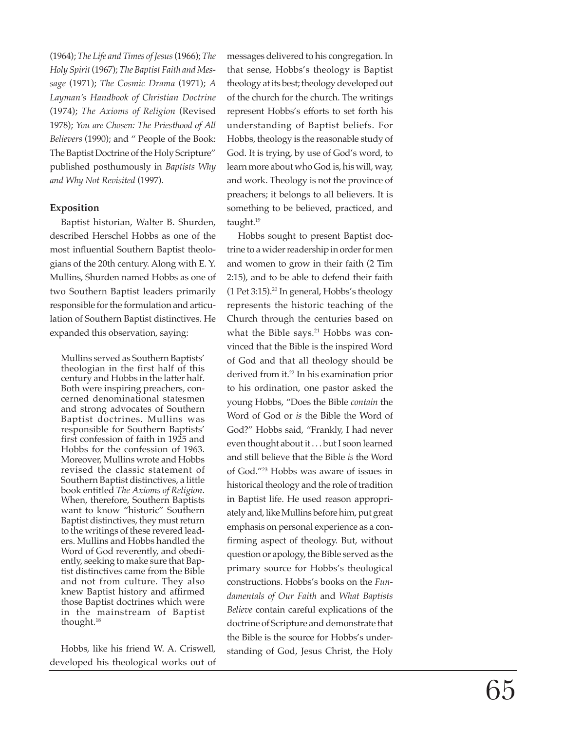(1964); *The Life and Times of Jesus* (1966); *The Holy Spirit* (1967); *The Baptist Faith and Message* (1971); *The Cosmic Drama* (1971); *A Layman's Handbook of Christian Doctrine* (1974); *The Axioms of Religion* (Revised 1978); *You are Chosen: The Priesthood of All Believers* (1990); and " People of the Book: The Baptist Doctrine of the Holy Scripture" published posthumously in *Baptists Why and Why Not Revisited* (1997).

### Exposition

Baptist historian, Walter B. Shurden, described Herschel Hobbs as one of the most influential Southern Baptist theologians of the 20th century. Along with E. Y. Mullins, Shurden named Hobbs as one of two Southern Baptist leaders primarily responsible for the formulation and articulation of Southern Baptist distinctives. He expanded this observation, saying:

> Mullins served as Southern Baptists' theologian in the first half of this century and Hobbs in the latter half. Both were inspiring preachers, concerned denominational statesmen and strong advocates of Southern Baptist doctrines. Mullins was responsible for Southern Baptists' first confession of faith in 1925 and Hobbs for the confession of 1963. Moreover, Mullins wrote and Hobbs revised the classic statement of Southern Baptist distinctives, a little book entitled *The Axioms of Religion*. When, therefore, Southern Baptists want to know "historic" Southern Baptist distinctives, they must return to the writings of these revered leaders. Mullins and Hobbs handled the Word of God reverently, and obediently, seeking to make sure that Baptist distinctives came from the Bible and not from culture. They also knew Baptist history and affirmed those Baptist doctrines which were in the mainstream of Baptist thought.[18]

Hobbs, like his friend W. A. Criswell, developed his theological works out of messages delivered to his congregation. In that sense, Hobbs's theology is Baptist theology at its best; theology developed out of the church for the church. The writings represent Hobbs's efforts to set forth his understanding of Baptist beliefs. For Hobbs, theology is the reasonable study of God. It is trying, by use of God's word, to learn more about who God is, his will, way, and work. Theology is not the province of preachers; it belongs to all believers. It is something to be believed, practiced, and taught.[19]

Hobbs sought to present Baptist doctrine to a wider readership in order for men and women to grow in their faith (2 Tim 2:15), and to be able to defend their faith (1 Pet 3:15).[20] In general, Hobbs's theology represents the historic teaching of the Church through the centuries based on what the Bible says.[21] Hobbs was convinced that the Bible is the inspired Word of God and that all theology should be derived from it.[22] In his examination prior to his ordination, one pastor asked the young Hobbs, "Does the Bible *contain* the Word of God or *is* the Bible the Word of God?" Hobbs said, "Frankly, I had never even thought about it . . . but I soon learned and still believe that the Bible *is* the Word of God."[23] Hobbs was aware of issues in historical theology and the role of tradition in Baptist life. He used reason appropriately and, like Mullins before him, put great emphasis on personal experience as a confirming aspect of theology. But, without question or apology, the Bible served as the primary source for Hobbs's theological constructions. Hobbs's books on the *Fundamentals of Our Faith* and *What Baptists Believe* contain careful explications of the doctrine of Scripture and demonstrate that the Bible is the source for Hobbs's understanding of God, Jesus Christ, the Holy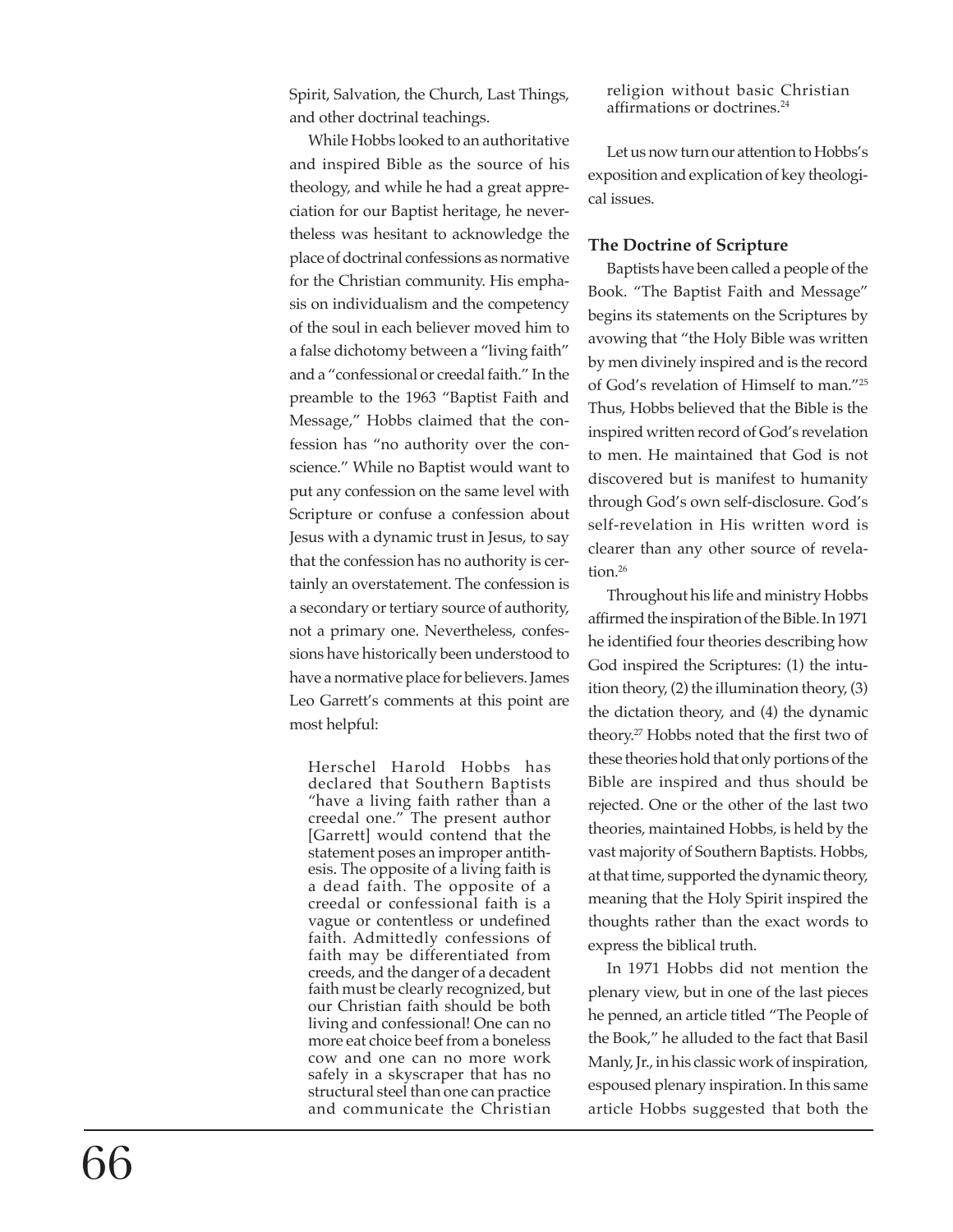Spirit, Salvation, the Church, Last Things, and other doctrinal teachings.

While Hobbs looked to an authoritative and inspired Bible as the source of his theology, and while he had a great appreciation for our Baptist heritage, he nevertheless was hesitant to acknowledge the place of doctrinal confessions as normative for the Christian community. His emphasis on individualism and the competency of the soul in each believer moved him to a false dichotomy between a "living faith" and a "confessional or creedal faith." In the preamble to the 1963 "Baptist Faith and Message," Hobbs claimed that the confession has "no authority over the conscience." While no Baptist would want to put any confession on the same level with Scripture or confuse a confession about Jesus with a dynamic trust in Jesus, to say that the confession has no authority is certainly an overstatement. The confession is a secondary or tertiary source of authority, not a primary one. Nevertheless, confessions have historically been understood to have a normative place for believers. James Leo Garrett's comments at this point are most helpful:

> Herschel Harold Hobbs has declared that Southern Baptists "have a living faith rather than a creedal one." The present author [Garrett] would contend that the statement poses an improper antithesis. The opposite of a living faith is a dead faith. The opposite of a creedal or confessional faith is a vague or contentless or undefined faith. Admittedly confessions of faith may be differentiated from creeds, and the danger of a decadent faith must be clearly recognized, but our Christian faith should be both living and confessional! One can no more eat choice beef from a boneless cow and one can no more work safely in a skyscraper that has no structural steel than one can practice and communicate the Christian religion without basic Christian affirmations or doctrines.[24]

Let us now turn our attention to Hobbs's exposition and explication of key theological issues.

### The Doctrine of Scripture

Baptists have been called a people of the Book. "The Baptist Faith and Message" begins its statements on the Scriptures by avowing that "the Holy Bible was written by men divinely inspired and is the record of God's revelation of Himself to man."[25] Thus, Hobbs believed that the Bible is the inspired written record of God's revelation to men. He maintained that God is not discovered but is manifest to humanity through God's own self-disclosure. God's self-revelation in His written word is clearer than any other source of revelation.[26]

Throughout his life and ministry Hobbs affirmed the inspiration of the Bible. In 1971 he identified four theories describing how God inspired the Scriptures: (1) the intuition theory, (2) the illumination theory, (3) the dictation theory, and (4) the dynamic theory.[27] Hobbs noted that the first two of these theories hold that only portions of the Bible are inspired and thus should be rejected. One or the other of the last two theories, maintained Hobbs, is held by the vast majority of Southern Baptists. Hobbs, at that time, supported the dynamic theory, meaning that the Holy Spirit inspired the thoughts rather than the exact words to express the biblical truth.

In 1971 Hobbs did not mention the plenary view, but in one of the last pieces he penned, an article titled "The People of the Book," he alluded to the fact that Basil Manly, Jr., in his classic work of inspiration, espoused plenary inspiration. In this same article Hobbs suggested that both the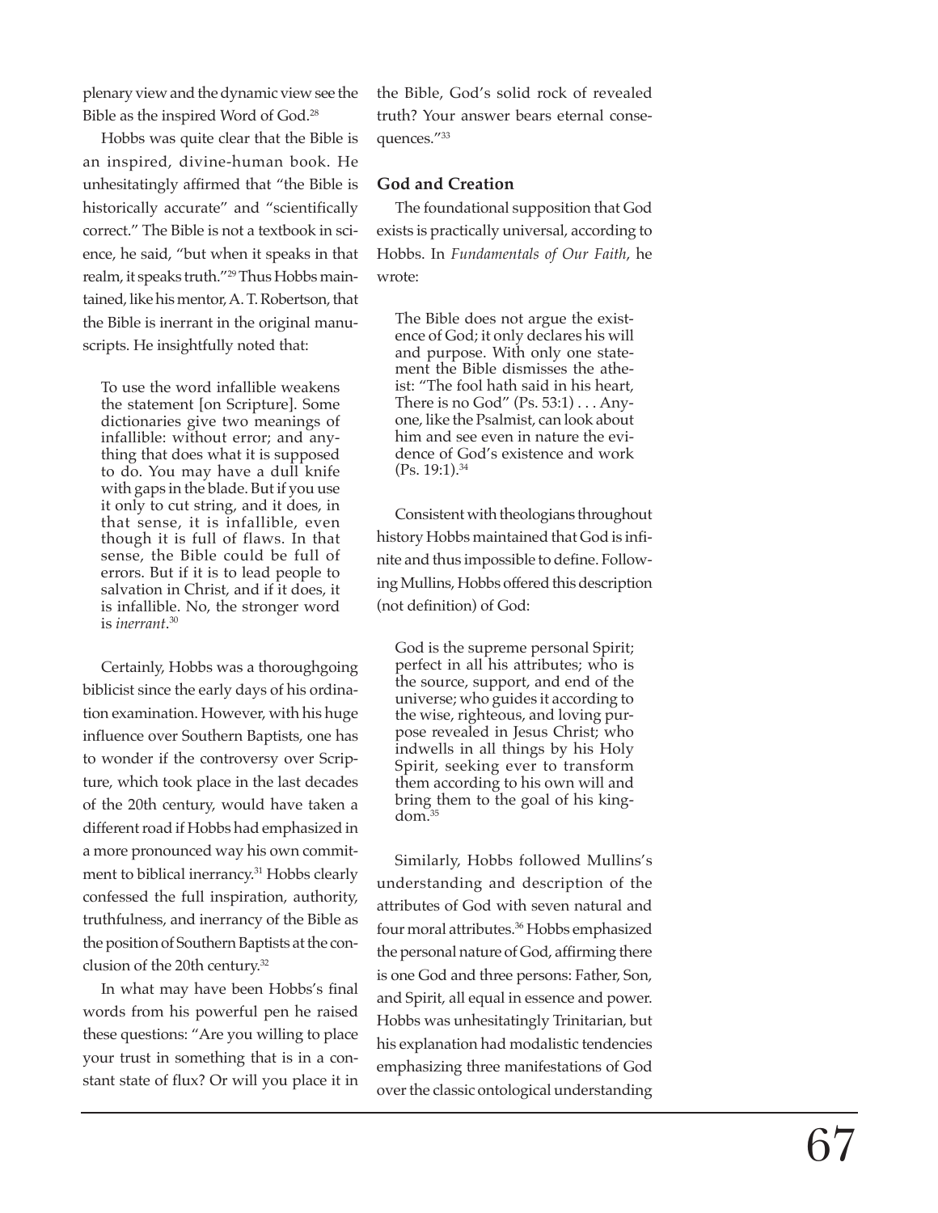plenary view and the dynamic view see the Bible as the inspired Word of God.[28]

Hobbs was quite clear that the Bible is an inspired, divine-human book. He unhesitatingly affirmed that "the Bible is historically accurate" and "scientifically correct." The Bible is not a textbook in science, he said, "but when it speaks in that realm, it speaks truth."[29] Thus Hobbs maintained, like his mentor, A. T. Robertson, that the Bible is inerrant in the original manuscripts. He insightfully noted that:

> To use the word infallible weakens the statement [on Scripture]. Some dictionaries give two meanings of infallible: without error; and anything that does what it is supposed to do. You may have a dull knife with gaps in the blade. But if you use it only to cut string, and it does, in that sense, it is infallible, even though it is full of flaws. In that sense, the Bible could be full of errors. But if it is to lead people to salvation in Christ, and if it does, it is infallible. No, the stronger word is *inerrant*.[30]

Certainly, Hobbs was a thoroughgoing biblicist since the early days of his ordination examination. However, with his huge influence over Southern Baptists, one has to wonder if the controversy over Scripture, which took place in the last decades of the 20th century, would have taken a different road if Hobbs had emphasized in a more pronounced way his own commitment to biblical inerrancy.[31] Hobbs clearly confessed the full inspiration, authority, truthfulness, and inerrancy of the Bible as the position of Southern Baptists at the conclusion of the 20th century.[32]

In what may have been Hobbs's final words from his powerful pen he raised these questions: "Are you willing to place your trust in something that is in a constant state of flux? Or will you place it in the Bible, God's solid rock of revealed truth? Your answer bears eternal consequences."[33]

### God and Creation

The foundational supposition that God exists is practically universal, according to Hobbs. In *Fundamentals of Our Faith*, he wrote:

> The Bible does not argue the existence of God; it only declares his will and purpose. With only one statement the Bible dismisses the atheist: "The fool hath said in his heart, There is no God" (Ps. 53:1) . . . Anyone, like the Psalmist, can look about him and see even in nature the evidence of God's existence and work (Ps. 19:1).[34]

Consistent with theologians throughout history Hobbs maintained that God is infinite and thus impossible to define. Following Mullins, Hobbs offered this description (not definition) of God:

> God is the supreme personal Spirit; perfect in all his attributes; who is the source, support, and end of the universe; who guides it according to the wise, righteous, and loving purpose revealed in Jesus Christ; who indwells in all things by his Holy Spirit, seeking ever to transform them according to his own will and bring them to the goal of his kingdom.[35]

Similarly, Hobbs followed Mullins's understanding and description of the attributes of God with seven natural and four moral attributes.[36] Hobbs emphasized the personal nature of God, affirming there is one God and three persons: Father, Son, and Spirit, all equal in essence and power. Hobbs was unhesitatingly Trinitarian, but his explanation had modalistic tendencies emphasizing three manifestations of God over the classic ontological understanding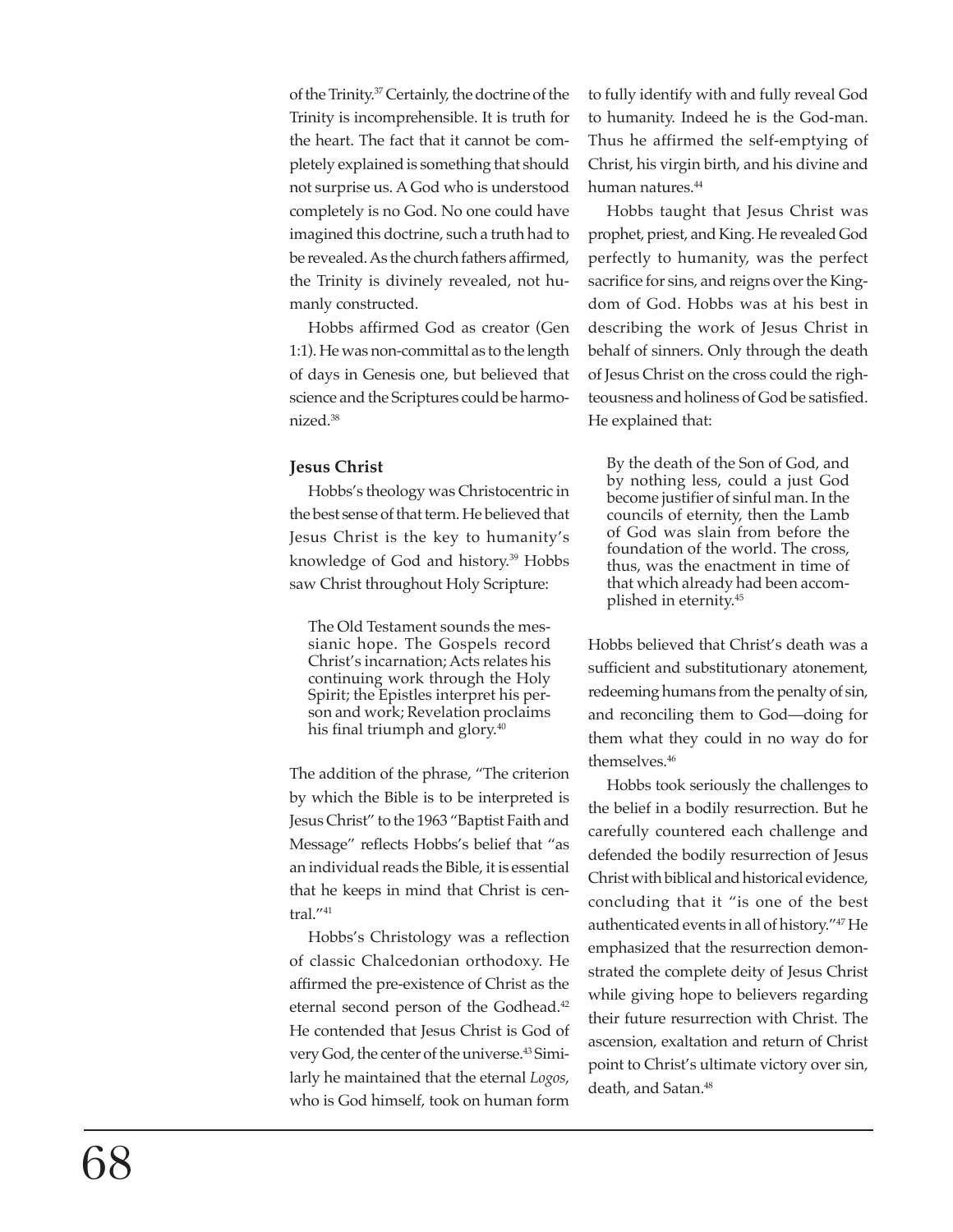of the Trinity.[37] Certainly, the doctrine of the Trinity is incomprehensible. It is truth for the heart. The fact that it cannot be completely explained is something that should not surprise us. A God who is understood completely is no God. No one could have imagined this doctrine, such a truth had to be revealed. As the church fathers affirmed, the Trinity is divinely revealed, not humanly constructed.

Hobbs affirmed God as creator (Gen 1:1). He was non-committal as to the length of days in Genesis one, but believed that science and the Scriptures could be harmonized.[38]

**Jesus Christ**

Hobbs's theology was Christocentric in the best sense of that term. He believed that Jesus Christ is the key to humanity's knowledge of God and history.[39] Hobbs saw Christ throughout Holy Scripture:

> The Old Testament sounds the messianic hope. The Gospels record Christ's incarnation; Acts relates his continuing work through the Holy Spirit; the Epistles interpret his person and work; Revelation proclaims his final triumph and glory.[40]

The addition of the phrase, "The criterion by which the Bible is to be interpreted is Jesus Christ" to the 1963 "Baptist Faith and Message" reflects Hobbs's belief that "as an individual reads the Bible, it is essential that he keeps in mind that Christ is central."[41]

Hobbs's Christology was a reflection of classic Chalcedonian orthodoxy. He affirmed the pre-existence of Christ as the eternal second person of the Godhead.[42] He contended that Jesus Christ is God of very God, the center of the universe.[43] Similarly he maintained that the eternal *Logos*, who is God himself, took on human form to fully identify with and fully reveal God to humanity. Indeed he is the God-man. Thus he affirmed the self-emptying of Christ, his virgin birth, and his divine and human natures.[44]

Hobbs taught that Jesus Christ was prophet, priest, and King. He revealed God perfectly to humanity, was the perfect sacrifice for sins, and reigns over the Kingdom of God. Hobbs was at his best in describing the work of Jesus Christ in behalf of sinners. Only through the death of Jesus Christ on the cross could the righteousness and holiness of God be satisfied. He explained that:

> By the death of the Son of God, and by nothing less, could a just God become justifier of sinful man. In the councils of eternity, then the Lamb of God was slain from before the foundation of the world. The cross, thus, was the enactment in time of that which already had been accomplished in eternity.[45]

Hobbs believed that Christ's death was a sufficient and substitutionary atonement, redeeming humans from the penalty of sin, and reconciling them to God—doing for them what they could in no way do for themselves.[46]

Hobbs took seriously the challenges to the belief in a bodily resurrection. But he carefully countered each challenge and defended the bodily resurrection of Jesus Christ with biblical and historical evidence, concluding that it "is one of the best authenticated events in all of history."[47] He emphasized that the resurrection demonstrated the complete deity of Jesus Christ while giving hope to believers regarding their future resurrection with Christ. The ascension, exaltation and return of Christ point to Christ's ultimate victory over sin, death, and Satan.[48]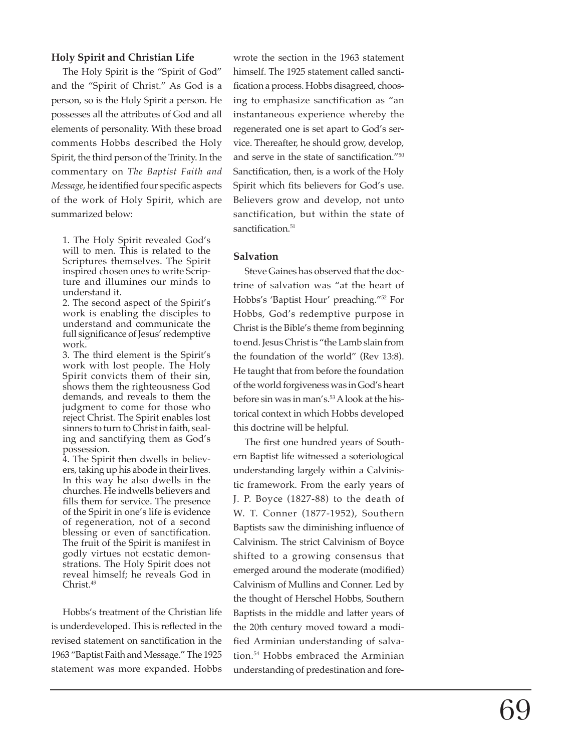### Holy Spirit and Christian Life

The Holy Spirit is the "Spirit of God" and the "Spirit of Christ." As God is a person, so is the Holy Spirit a person. He possesses all the attributes of God and all elements of personality. With these broad comments Hobbs described the Holy Spirit, the third person of the Trinity. In the commentary on *The Baptist Faith and Message*, he identified four specific aspects of the work of Holy Spirit, which are summarized below:

> 1. The Holy Spirit revealed God's will to men. This is related to the Scriptures themselves. The Spirit inspired chosen ones to write Scripture and illumines our minds to understand it.
> 2. The second aspect of the Spirit's work is enabling the disciples to understand and communicate the full significance of Jesus' redemptive work.
> 3. The third element is the Spirit's work with lost people. The Holy Spirit convicts them of their sin, shows them the righteousness God demands, and reveals to them the judgment to come for those who reject Christ. The Spirit enables lost sinners to turn to Christ in faith, sealing and sanctifying them as God's possession.
> 4. The Spirit then dwells in believers, taking up his abode in their lives. In this way he also dwells in the churches. He indwells believers and fills them for service. The presence of the Spirit in one's life is evidence of regeneration, not of a second blessing or even of sanctification. The fruit of the Spirit is manifest in godly virtues not ecstatic demonstrations. The Holy Spirit does not reveal himself; he reveals God in Christ.[49]

Hobbs's treatment of the Christian life is underdeveloped. This is reflected in the revised statement on sanctification in the 1963 "Baptist Faith and Message." The 1925 statement was more expanded. Hobbs wrote the section in the 1963 statement himself. The 1925 statement called sanctification a process. Hobbs disagreed, choosing to emphasize sanctification as "an instantaneous experience whereby the regenerated one is set apart to God's service. Thereafter, he should grow, develop, and serve in the state of sanctification."[50] Sanctification, then, is a work of the Holy Spirit which fits believers for God's use. Believers grow and develop, not unto sanctification, but within the state of sanctification.[51]

### Salvation

Steve Gaines has observed that the doctrine of salvation was "at the heart of Hobbs's 'Baptist Hour' preaching."[52] For Hobbs, God's redemptive purpose in Christ is the Bible's theme from beginning to end. Jesus Christ is "the Lamb slain from the foundation of the world" (Rev 13:8). He taught that from before the foundation of the world forgiveness was in God's heart before sin was in man's.[53] A look at the historical context in which Hobbs developed this doctrine will be helpful.

The first one hundred years of Southern Baptist life witnessed a soteriological understanding largely within a Calvinistic framework. From the early years of J. P. Boyce (1827-88) to the death of W. T. Conner (1877-1952), Southern Baptists saw the diminishing influence of Calvinism. The strict Calvinism of Boyce shifted to a growing consensus that emerged around the moderate (modified) Calvinism of Mullins and Conner. Led by the thought of Herschel Hobbs, Southern Baptists in the middle and latter years of the 20th century moved toward a modified Arminian understanding of salvation.[54] Hobbs embraced the Arminian understanding of predestination and fore-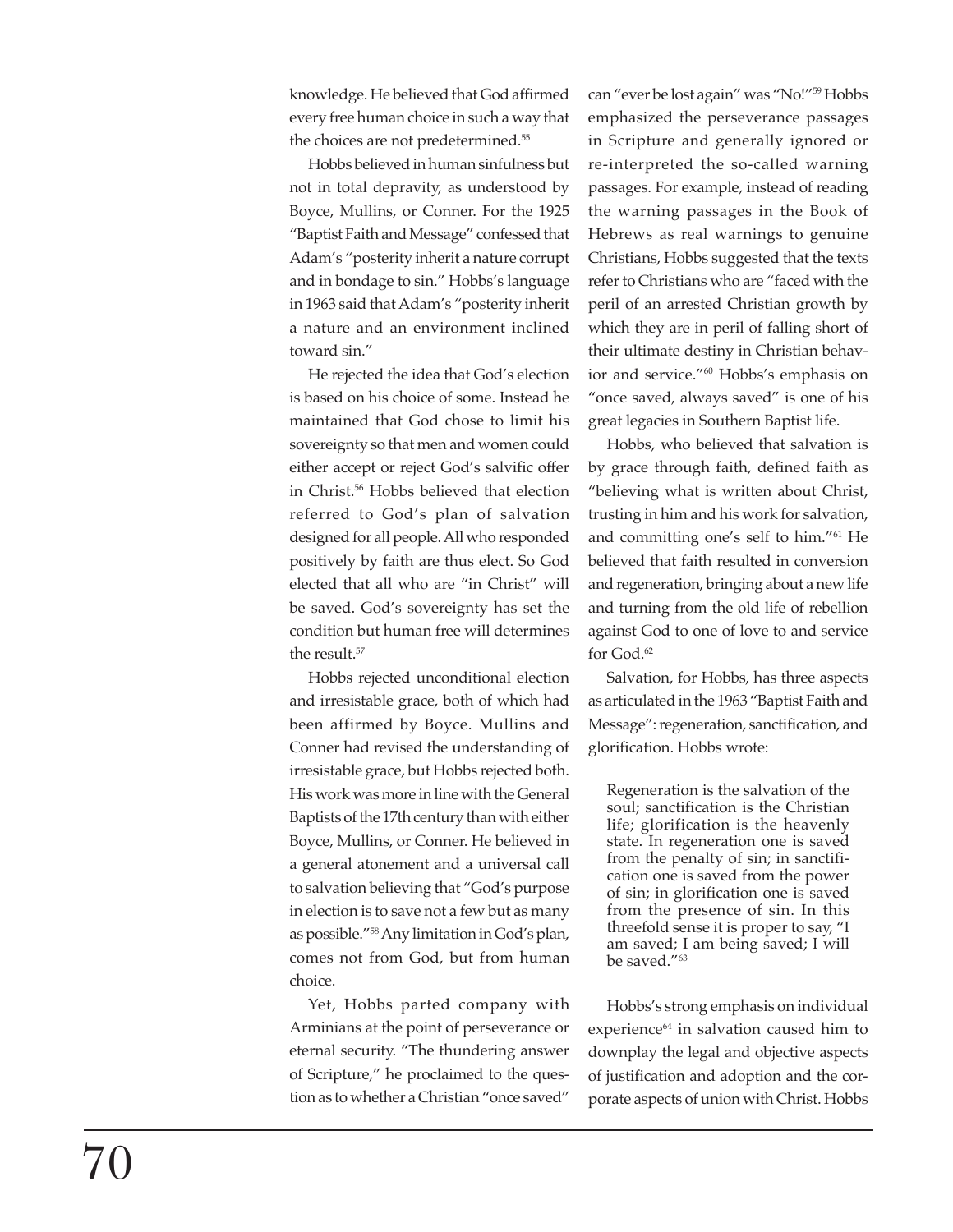knowledge. He believed that God affirmed every free human choice in such a way that the choices are not predetermined.[55]

Hobbs believed in human sinfulness but not in total depravity, as understood by Boyce, Mullins, or Conner. For the 1925 "Baptist Faith and Message" confessed that Adam's "posterity inherit a nature corrupt and in bondage to sin." Hobbs's language in 1963 said that Adam's "posterity inherit a nature and an environment inclined toward sin."

He rejected the idea that God's election is based on his choice of some. Instead he maintained that God chose to limit his sovereignty so that men and women could either accept or reject God's salvific offer in Christ.[56] Hobbs believed that election referred to God's plan of salvation designed for all people. All who responded positively by faith are thus elect. So God elected that all who are "in Christ" will be saved. God's sovereignty has set the condition but human free will determines the result.[57]

Hobbs rejected unconditional election and irresistable grace, both of which had been affirmed by Boyce. Mullins and Conner had revised the understanding of irresistable grace, but Hobbs rejected both. His work was more in line with the General Baptists of the 17th century than with either Boyce, Mullins, or Conner. He believed in a general atonement and a universal call to salvation believing that "God's purpose in election is to save not a few but as many as possible."[58] Any limitation in God's plan, comes not from God, but from human choice.

Yet, Hobbs parted company with Arminians at the point of perseverance or eternal security. "The thundering answer of Scripture," he proclaimed to the question as to whether a Christian "once saved" can "ever be lost again" was "No!"[59] Hobbs emphasized the perseverance passages in Scripture and generally ignored or re-interpreted the so-called warning passages. For example, instead of reading the warning passages in the Book of Hebrews as real warnings to genuine Christians, Hobbs suggested that the texts refer to Christians who are "faced with the peril of an arrested Christian growth by which they are in peril of falling short of their ultimate destiny in Christian behavior and service."[60] Hobbs's emphasis on "once saved, always saved" is one of his great legacies in Southern Baptist life.

Hobbs, who believed that salvation is by grace through faith, defined faith as "believing what is written about Christ, trusting in him and his work for salvation, and committing one's self to him."[61] He believed that faith resulted in conversion and regeneration, bringing about a new life and turning from the old life of rebellion against God to one of love to and service for God.[62]

Salvation, for Hobbs, has three aspects as articulated in the 1963 "Baptist Faith and Message": regeneration, sanctification, and glorification. Hobbs wrote:

> Regeneration is the salvation of the soul; sanctification is the Christian life; glorification is the heavenly state. In regeneration one is saved from the penalty of sin; in sanctification one is saved from the power of sin; in glorification one is saved from the presence of sin. In this threefold sense it is proper to say, "I am saved; I am being saved; I will be saved."[63]

Hobbs's strong emphasis on individual experience[64] in salvation caused him to downplay the legal and objective aspects of justification and adoption and the corporate aspects of union with Christ. Hobbs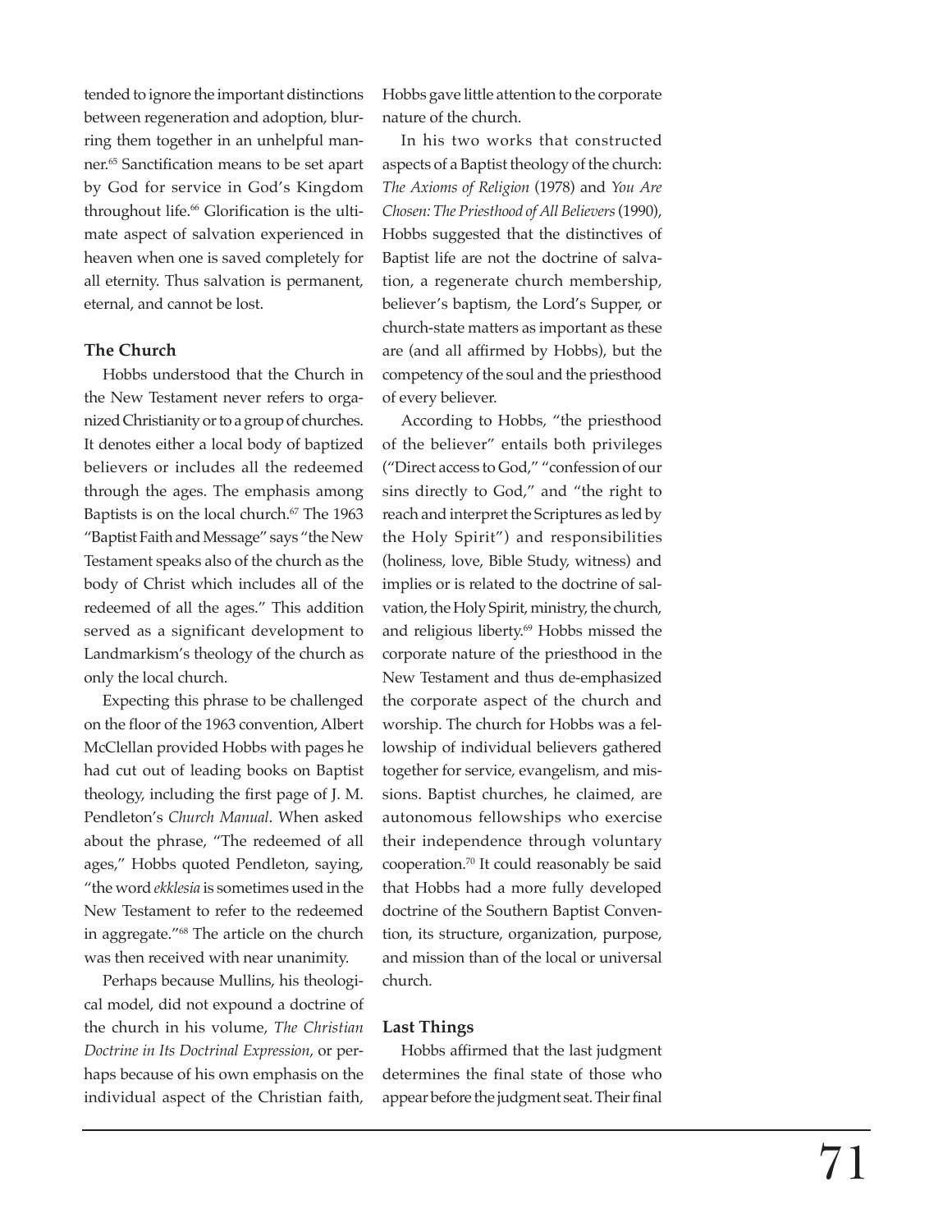tended to ignore the important distinctions between regeneration and adoption, blurring them together in an unhelpful manner.[65] Sanctification means to be set apart by God for service in God's Kingdom throughout life.[66] Glorification is the ultimate aspect of salvation experienced in heaven when one is saved completely for all eternity. Thus salvation is permanent, eternal, and cannot be lost.

### The Church

Hobbs understood that the Church in the New Testament never refers to organized Christianity or to a group of churches. It denotes either a local body of baptized believers or includes all the redeemed through the ages. The emphasis among Baptists is on the local church.[67] The 1963 "Baptist Faith and Message" says "the New Testament speaks also of the church as the body of Christ which includes all of the redeemed of all the ages." This addition served as a significant development to Landmarkism's theology of the church as only the local church.

Expecting this phrase to be challenged on the floor of the 1963 convention, Albert McClellan provided Hobbs with pages he had cut out of leading books on Baptist theology, including the first page of J. M. Pendleton's *Church Manual*. When asked about the phrase, "The redeemed of all ages," Hobbs quoted Pendleton, saying, "the word *ekklesia* is sometimes used in the New Testament to refer to the redeemed in aggregate."[68] The article on the church was then received with near unanimity.

Perhaps because Mullins, his theological model, did not expound a doctrine of the church in his volume, *The Christian Doctrine in Its Doctrinal Expression*, or perhaps because of his own emphasis on the individual aspect of the Christian faith, Hobbs gave little attention to the corporate nature of the church.

In his two works that constructed aspects of a Baptist theology of the church: *The Axioms of Religion* (1978) and *You Are Chosen: The Priesthood of All Believers* (1990), Hobbs suggested that the distinctives of Baptist life are not the doctrine of salvation, a regenerate church membership, believer's baptism, the Lord's Supper, or church-state matters as important as these are (and all affirmed by Hobbs), but the competency of the soul and the priesthood of every believer.

According to Hobbs, "the priesthood of the believer" entails both privileges ("Direct access to God," "confession of our sins directly to God," and "the right to reach and interpret the Scriptures as led by the Holy Spirit") and responsibilities (holiness, love, Bible Study, witness) and implies or is related to the doctrine of salvation, the Holy Spirit, ministry, the church, and religious liberty.[69] Hobbs missed the corporate nature of the priesthood in the New Testament and thus de-emphasized the corporate aspect of the church and worship. The church for Hobbs was a fellowship of individual believers gathered together for service, evangelism, and missions. Baptist churches, he claimed, are autonomous fellowships who exercise their independence through voluntary cooperation.[70] It could reasonably be said that Hobbs had a more fully developed doctrine of the Southern Baptist Convention, its structure, organization, purpose, and mission than of the local or universal church.

### Last Things

Hobbs affirmed that the last judgment determines the final state of those who appear before the judgment seat. Their final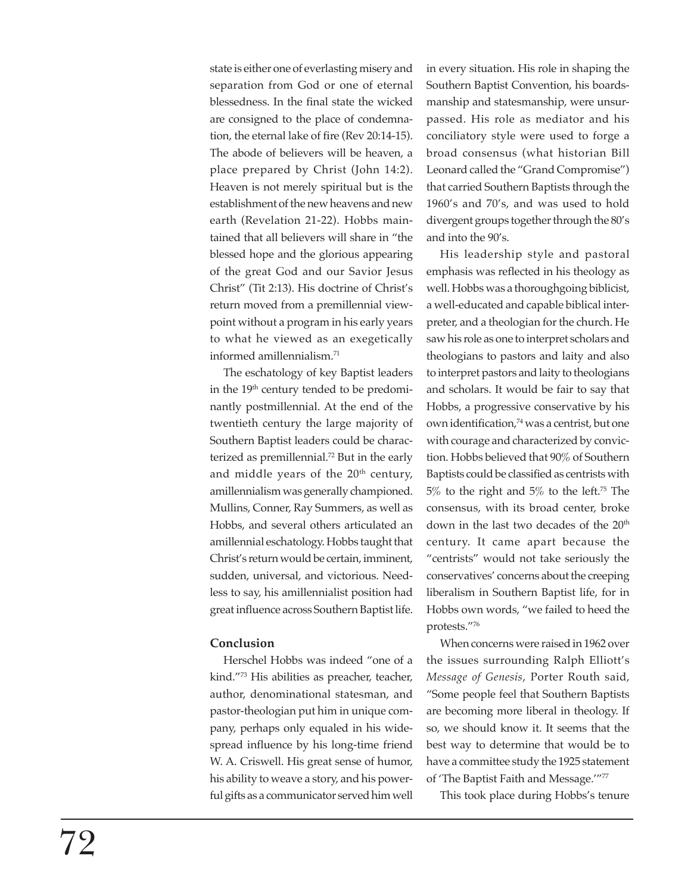state is either one of everlasting misery and separation from God or one of eternal blessedness. In the final state the wicked are consigned to the place of condemnation, the eternal lake of fire (Rev 20:14-15). The abode of believers will be heaven, a place prepared by Christ (John 14:2). Heaven is not merely spiritual but is the establishment of the new heavens and new earth (Revelation 21-22). Hobbs maintained that all believers will share in "the blessed hope and the glorious appearing of the great God and our Savior Jesus Christ" (Tit 2:13). His doctrine of Christ's return moved from a premillennial viewpoint without a program in his early years to what he viewed as an exegetically informed amillennialism.[71]

The eschatology of key Baptist leaders in the 19th century tended to be predominantly postmillennial. At the end of the twentieth century the large majority of Southern Baptist leaders could be characterized as premillennial.[72] But in the early and middle years of the 20th century, amillennialism was generally championed. Mullins, Conner, Ray Summers, as well as Hobbs, and several others articulated an amillennial eschatology. Hobbs taught that Christ's return would be certain, imminent, sudden, universal, and victorious. Needless to say, his amillennialist position had great influence across Southern Baptist life.

**Conclusion**

Herschel Hobbs was indeed "one of a kind."[73] His abilities as preacher, teacher, author, denominational statesman, and pastor-theologian put him in unique company, perhaps only equaled in his widespread influence by his long-time friend W. A. Criswell. His great sense of humor, his ability to weave a story, and his powerful gifts as a communicator served him well in every situation. His role in shaping the Southern Baptist Convention, his boardsmanship and statesmanship, were unsurpassed. His role as mediator and his conciliatory style were used to forge a broad consensus (what historian Bill Leonard called the "Grand Compromise") that carried Southern Baptists through the 1960's and 70's, and was used to hold divergent groups together through the 80's and into the 90's.

His leadership style and pastoral emphasis was reflected in his theology as well. Hobbs was a thoroughgoing biblicist, a well-educated and capable biblical interpreter, and a theologian for the church. He saw his role as one to interpret scholars and theologians to pastors and laity and also to interpret pastors and laity to theologians and scholars. It would be fair to say that Hobbs, a progressive conservative by his own identification,[74] was a centrist, but one with courage and characterized by conviction. Hobbs believed that 90% of Southern Baptists could be classified as centrists with 5% to the right and 5% to the left.[75] The consensus, with its broad center, broke down in the last two decades of the 20th century. It came apart because the "centrists" would not take seriously the conservatives' concerns about the creeping liberalism in Southern Baptist life, for in Hobbs own words, "we failed to heed the protests."[76]

When concerns were raised in 1962 over the issues surrounding Ralph Elliott's *Message of Genesis*, Porter Routh said, "Some people feel that Southern Baptists are becoming more liberal in theology. If so, we should know it. It seems that the best way to determine that would be to have a committee study the 1925 statement of 'The Baptist Faith and Message.'"[77]

This took place during Hobbs's tenure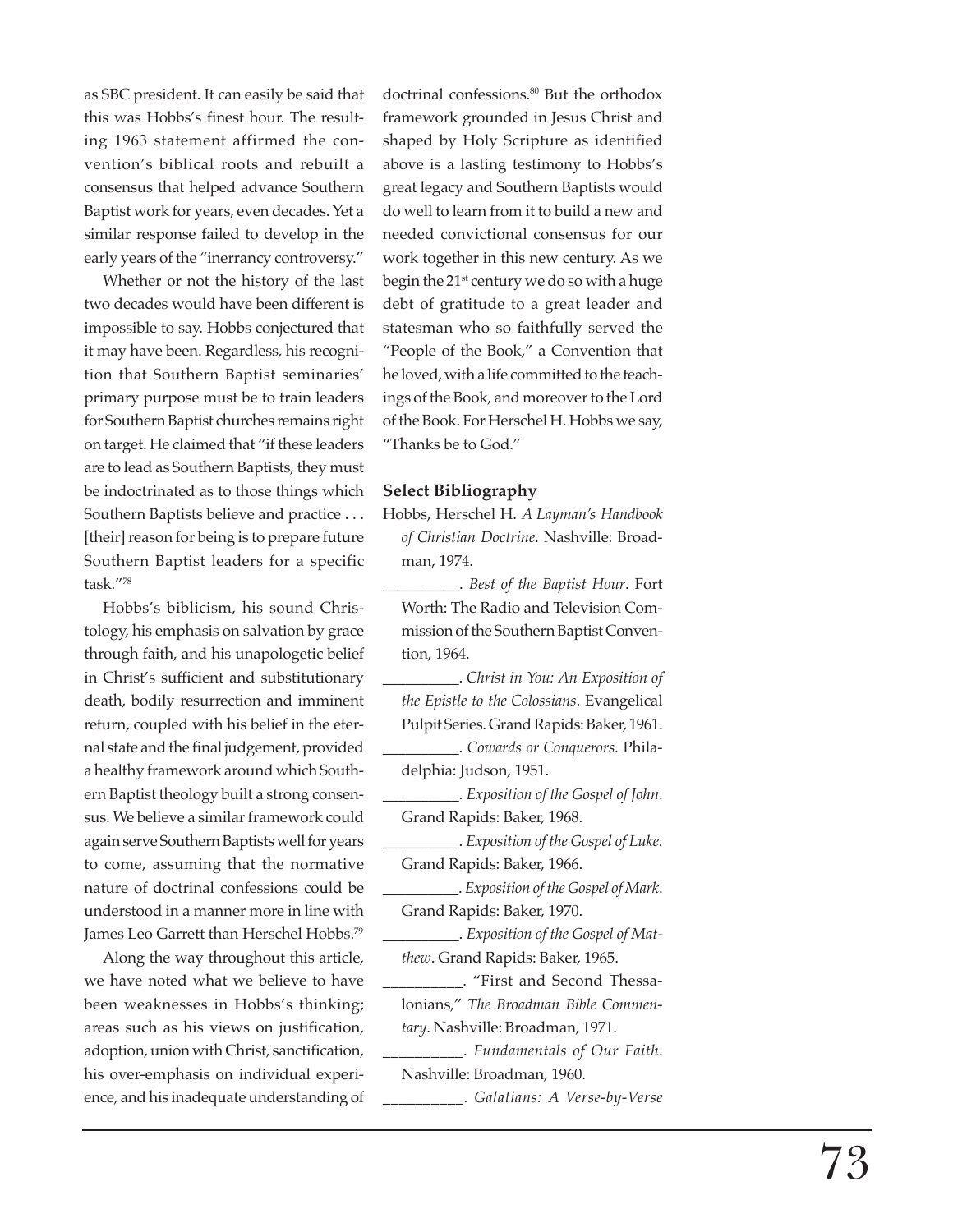as SBC president. It can easily be said that this was Hobbs's finest hour. The resulting 1963 statement affirmed the convention's biblical roots and rebuilt a consensus that helped advance Southern Baptist work for years, even decades. Yet a similar response failed to develop in the early years of the "inerrancy controversy."

Whether or not the history of the last two decades would have been different is impossible to say. Hobbs conjectured that it may have been. Regardless, his recognition that Southern Baptist seminaries' primary purpose must be to train leaders for Southern Baptist churches remains right on target. He claimed that "if these leaders are to lead as Southern Baptists, they must be indoctrinated as to those things which Southern Baptists believe and practice . . . [their] reason for being is to prepare future Southern Baptist leaders for a specific task."[78]

Hobbs's biblicism, his sound Christology, his emphasis on salvation by grace through faith, and his unapologetic belief in Christ's sufficient and substitutionary death, bodily resurrection and imminent return, coupled with his belief in the eternal state and the final judgement, provided a healthy framework around which Southern Baptist theology built a strong consensus. We believe a similar framework could again serve Southern Baptists well for years to come, assuming that the normative nature of doctrinal confessions could be understood in a manner more in line with James Leo Garrett than Herschel Hobbs.[79]

Along the way throughout this article, we have noted what we believe to have been weaknesses in Hobbs's thinking; areas such as his views on justification, adoption, union with Christ, sanctification, his over-emphasis on individual experience, and his inadequate understanding of doctrinal confessions.[80] But the orthodox framework grounded in Jesus Christ and shaped by Holy Scripture as identified above is a lasting testimony to Hobbs's great legacy and Southern Baptists would do well to learn from it to build a new and needed convictional consensus for our work together in this new century. As we begin the 21st century we do so with a huge debt of gratitude to a great leader and statesman who so faithfully served the "People of the Book," a Convention that he loved, with a life committed to the teachings of the Book, and moreover to the Lord of the Book. For Herschel H. Hobbs we say, "Thanks be to God."

**Select Bibliography**

Hobbs, Herschel H. *A Layman's Handbook of Christian Doctrine*. Nashville: Broadman, 1974.

__________. *Best of the Baptist Hour*. Fort Worth: The Radio and Television Commission of the Southern Baptist Convention, 1964.

__________. *Christ in You: An Exposition of the Epistle to the Colossians*. Evangelical Pulpit Series. Grand Rapids: Baker, 1961.

__________. *Cowards or Conquerors*. Philadelphia: Judson, 1951.

__________. *Exposition of the Gospel of John*. Grand Rapids: Baker, 1968.

__________. *Exposition of the Gospel of Luke*. Grand Rapids: Baker, 1966.

__________. *Exposition of the Gospel of Mark*. Grand Rapids: Baker, 1970.

__________. *Exposition of the Gospel of Matthew*. Grand Rapids: Baker, 1965.

__________. "First and Second Thessalonians," *The Broadman Bible Commentary*. Nashville: Broadman, 1971.

__________. *Fundamentals of Our Faith*. Nashville: Broadman, 1960.

__________. *Galatians: A Verse-by-Verse*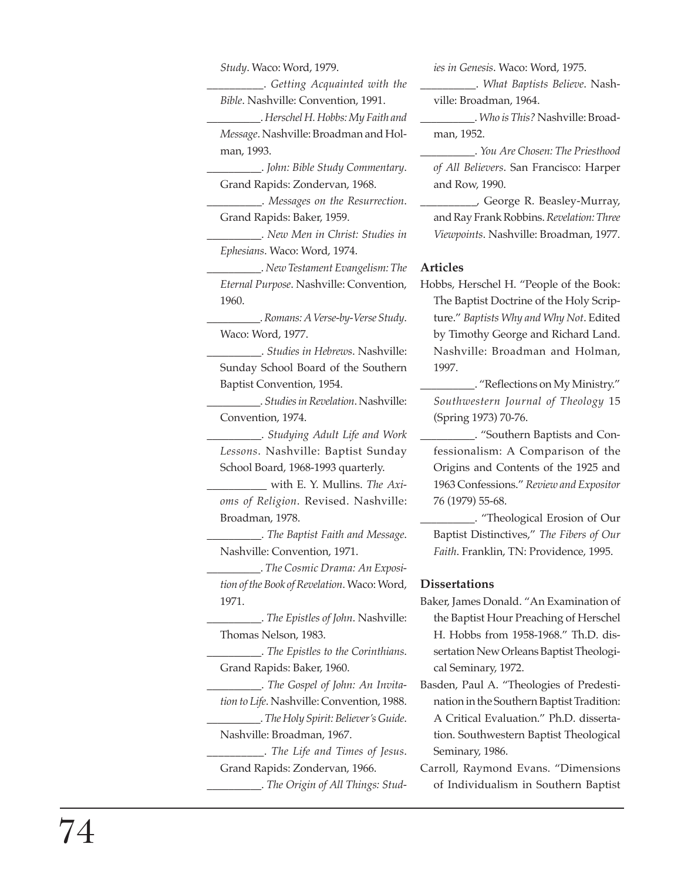*Study*. Waco: Word, 1979.

__________. *Getting Acquainted with the Bible*. Nashville: Convention, 1991.

__________. *Herschel H. Hobbs: My Faith and Message*. Nashville: Broadman and Holman, 1993.

__________. *John: Bible Study Commentary*. Grand Rapids: Zondervan, 1968.

__________. *Messages on the Resurrection*. Grand Rapids: Baker, 1959.

__________. *New Men in Christ: Studies in Ephesians*. Waco: Word, 1974.

__________. *New Testament Evangelism: The Eternal Purpose*. Nashville: Convention, 1960.

__________. *Romans: A Verse-by-Verse Study*. Waco: Word, 1977.

__________. *Studies in Hebrews*. Nashville: Sunday School Board of the Southern Baptist Convention, 1954.

__________. *Studies in Revelation*. Nashville: Convention, 1974.

__________. *Studying Adult Life and Work Lessons*. Nashville: Baptist Sunday School Board, 1968-1993 quarterly.

__________ with E. Y. Mullins. *The Axioms of Religion*. Revised. Nashville: Broadman, 1978.

__________. *The Baptist Faith and Message*. Nashville: Convention, 1971.

__________. *The Cosmic Drama: An Exposition of the Book of Revelation*. Waco: Word, 1971.

__________. *The Epistles of John*. Nashville: Thomas Nelson, 1983.

__________. *The Epistles to the Corinthians*. Grand Rapids: Baker, 1960.

__________. *The Gospel of John: An Invitation to Life*. Nashville: Convention, 1988.

__________. *The Holy Spirit: Believer's Guide*. Nashville: Broadman, 1967.

__________. *The Life and Times of Jesus*. Grand Rapids: Zondervan, 1966.

__________. *The Origin of All Things: Studies in Genesis*. Waco: Word, 1975.

__________. *What Baptists Believe*. Nashville: Broadman, 1964.

__________. *Who is This?* Nashville: Broadman, 1952.

__________. *You Are Chosen: The Priesthood of All Believers*. San Francisco: Harper and Row, 1990.

__________, George R. Beasley-Murray, and Ray Frank Robbins. *Revelation: Three Viewpoints*. Nashville: Broadman, 1977.

### Articles

Hobbs, Herschel H. "People of the Book: The Baptist Doctrine of the Holy Scripture." *Baptists Why and Why Not*. Edited by Timothy George and Richard Land. Nashville: Broadman and Holman, 1997.

__________. "Reflections on My Ministry." *Southwestern Journal of Theology* 15 (Spring 1973) 70-76.

__________. "Southern Baptists and Confessionalism: A Comparison of the Origins and Contents of the 1925 and 1963 Confessions." *Review and Expositor* 76 (1979) 55-68.

__________. "Theological Erosion of Our Baptist Distinctives," *The Fibers of Our Faith*. Franklin, TN: Providence, 1995.

### Dissertations

Baker, James Donald. "An Examination of the Baptist Hour Preaching of Herschel H. Hobbs from 1958-1968." Th.D. dissertation New Orleans Baptist Theological Seminary, 1972.

Basden, Paul A. "Theologies of Predestination in the Southern Baptist Tradition: A Critical Evaluation." Ph.D. dissertation. Southwestern Baptist Theological Seminary, 1986.

Carroll, Raymond Evans. "Dimensions of Individualism in Southern Baptist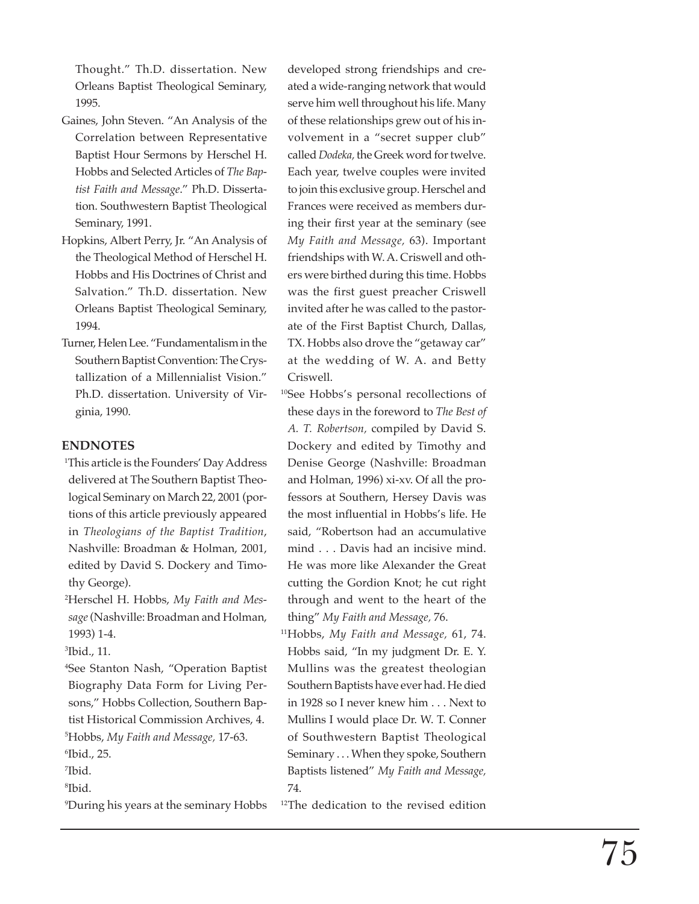Thought." Th.D. dissertation. New Orleans Baptist Theological Seminary, 1995.

Gaines, John Steven. "An Analysis of the Correlation between Representative Baptist Hour Sermons by Herschel H. Hobbs and Selected Articles of *The Baptist Faith and Message*." Ph.D. Dissertation. Southwestern Baptist Theological Seminary, 1991.

Hopkins, Albert Perry, Jr. "An Analysis of the Theological Method of Herschel H. Hobbs and His Doctrines of Christ and Salvation." Th.D. dissertation. New Orleans Baptist Theological Seminary, 1994.

Turner, Helen Lee. "Fundamentalism in the Southern Baptist Convention: The Crystallization of a Millennialist Vision." Ph.D. dissertation. University of Virginia, 1990.

**ENDNOTES**

[1]This article is the Founders' Day Address delivered at The Southern Baptist Theological Seminary on March 22, 2001 (portions of this article previously appeared in *Theologians of the Baptist Tradition*, Nashville: Broadman & Holman, 2001, edited by David S. Dockery and Timothy George).

[2]Herschel H. Hobbs, *My Faith and Message* (Nashville: Broadman and Holman, 1993) 1-4.

[3]Ibid., 11.

[4]See Stanton Nash, "Operation Baptist Biography Data Form for Living Persons," Hobbs Collection, Southern Baptist Historical Commission Archives, 4.

[5]Hobbs, *My Faith and Message,* 17-63.

[6]Ibid., 25.

[7]Ibid.

[8]Ibid.

[9]During his years at the seminary Hobbs developed strong friendships and created a wide-ranging network that would serve him well throughout his life. Many of these relationships grew out of his involvement in a "secret supper club" called *Dodeka,* the Greek word for twelve. Each year, twelve couples were invited to join this exclusive group. Herschel and Frances were received as members during their first year at the seminary (see *My Faith and Message,* 63). Important friendships with W. A. Criswell and others were birthed during this time. Hobbs was the first guest preacher Criswell invited after he was called to the pastorate of the First Baptist Church, Dallas, TX. Hobbs also drove the "getaway car" at the wedding of W. A. and Betty Criswell.

[10]See Hobbs's personal recollections of these days in the foreword to *The Best of A. T. Robertson,* compiled by David S. Dockery and edited by Timothy and Denise George (Nashville: Broadman and Holman, 1996) xi-xv. Of all the professors at Southern, Hersey Davis was the most influential in Hobbs's life. He said, "Robertson had an accumulative mind . . . Davis had an incisive mind. He was more like Alexander the Great cutting the Gordion Knot; he cut right through and went to the heart of the thing" *My Faith and Message,* 76.

[11]Hobbs, *My Faith and Message,* 61, 74. Hobbs said, "In my judgment Dr. E. Y. Mullins was the greatest theologian Southern Baptists have ever had. He died in 1928 so I never knew him . . . Next to Mullins I would place Dr. W. T. Conner of Southwestern Baptist Theological Seminary . . . When they spoke, Southern Baptists listened" *My Faith and Message,* 74.

[12]The dedication to the revised edition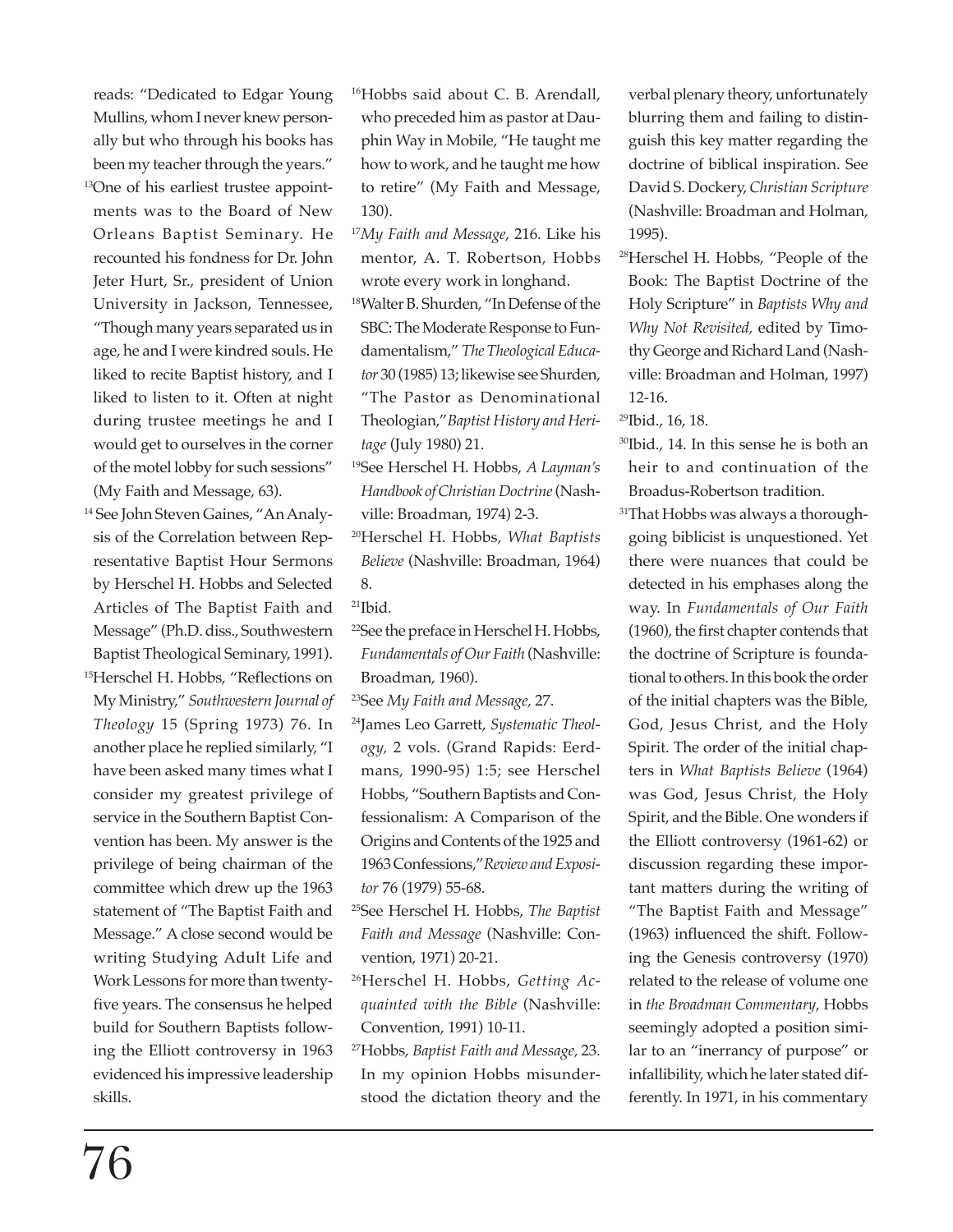reads: "Dedicated to Edgar Young Mullins, whom I never knew personally but who through his books has been my teacher through the years."

[13]One of his earliest trustee appointments was to the Board of New Orleans Baptist Seminary. He recounted his fondness for Dr. John Jeter Hurt, Sr., president of Union University in Jackson, Tennessee, "Though many years separated us in age, he and I were kindred souls. He liked to recite Baptist history, and I liked to listen to it. Often at night during trustee meetings he and I would get to ourselves in the corner of the motel lobby for such sessions" (My Faith and Message, 63).

[14] See John Steven Gaines, "An Analysis of the Correlation between Representative Baptist Hour Sermons by Herschel H. Hobbs and Selected Articles of The Baptist Faith and Message" (Ph.D. diss., Southwestern Baptist Theological Seminary, 1991).

[15]Herschel H. Hobbs, "Reflections on My Ministry," *Southwestern Journal of Theology* 15 (Spring 1973) 76. In another place he replied similarly, "I have been asked many times what I consider my greatest privilege of service in the Southern Baptist Convention has been. My answer is the privilege of being chairman of the committee which drew up the 1963 statement of "The Baptist Faith and Message." A close second would be writing Studying Adult Life and Work Lessons for more than twenty-five years. The consensus he helped build for Southern Baptists following the Elliott controversy in 1963 evidenced his impressive leadership skills.

[16]Hobbs said about C. B. Arendall, who preceded him as pastor at Dauphin Way in Mobile, "He taught me how to work, and he taught me how to retire" (My Faith and Message, 130).

[17]*My Faith and Message*, 216. Like his mentor, A. T. Robertson, Hobbs wrote every work in longhand.

[18]Walter B. Shurden, "In Defense of the SBC: The Moderate Response to Fundamentalism," *The Theological Educator* 30 (1985) 13; likewise see Shurden, "The Pastor as Denominational Theologian," *Baptist History and Heritage* (July 1980) 21.

[19]See Herschel H. Hobbs, *A Layman's Handbook of Christian Doctrine* (Nashville: Broadman, 1974) 2-3.

[20]Herschel H. Hobbs, *What Baptists Believe* (Nashville: Broadman, 1964) 8.

[21]Ibid.

[22]See the preface in Herschel H. Hobbs, *Fundamentals of Our Faith* (Nashville: Broadman, 1960).

[23]See *My Faith and Message,* 27.

[24]James Leo Garrett, *Systematic Theology,* 2 vols. (Grand Rapids: Eerdmans, 1990-95) 1:5; see Herschel Hobbs, "Southern Baptists and Confessionalism: A Comparison of the Origins and Contents of the 1925 and 1963 Confessions," *Review and Expositor* 76 (1979) 55-68.

[25]See Herschel H. Hobbs, *The Baptist Faith and Message* (Nashville: Convention, 1971) 20-21.

[26]Herschel H. Hobbs, *Getting Acquainted with the Bible* (Nashville: Convention, 1991) 10-11.

[27]Hobbs, *Baptist Faith and Message,* 23. In my opinion Hobbs misunderstood the dictation theory and the verbal plenary theory, unfortunately blurring them and failing to distinguish this key matter regarding the doctrine of biblical inspiration. See David S. Dockery, *Christian Scripture* (Nashville: Broadman and Holman, 1995).

[28]Herschel H. Hobbs, "People of the Book: The Baptist Doctrine of the Holy Scripture" in *Baptists Why and Why Not Revisited,* edited by Timothy George and Richard Land (Nashville: Broadman and Holman, 1997) 12-16.

[29]Ibid., 16, 18.

[30]Ibid., 14. In this sense he is both an heir to and continuation of the Broadus-Robertson tradition.

[31]That Hobbs was always a thoroughgoing biblicist is unquestioned. Yet there were nuances that could be detected in his emphases along the way. In *Fundamentals of Our Faith* (1960), the first chapter contends that the doctrine of Scripture is foundational to others. In this book the order of the initial chapters was the Bible, God, Jesus Christ, and the Holy Spirit. The order of the initial chapters in *What Baptists Believe* (1964) was God, Jesus Christ, the Holy Spirit, and the Bible. One wonders if the Elliott controversy (1961-62) or discussion regarding these important matters during the writing of "The Baptist Faith and Message" (1963) influenced the shift. Following the Genesis controversy (1970) related to the release of volume one in *the Broadman Commentary*, Hobbs seemingly adopted a position similar to an "inerrancy of purpose" or infallibility, which he later stated differently. In 1971, in his commentary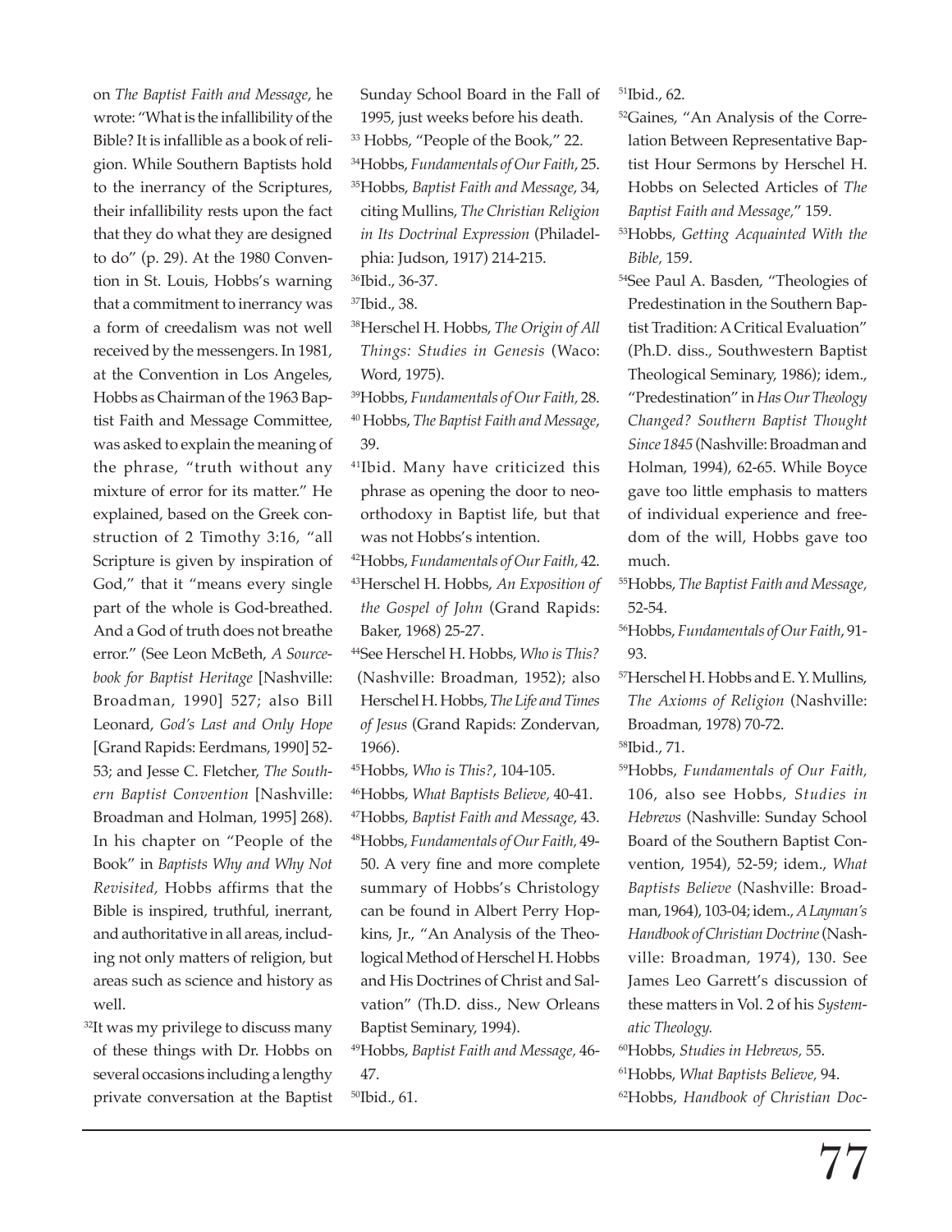on *The Baptist Faith and Message*, he wrote: "What is the infallibility of the Bible? It is infallible as a book of religion. While Southern Baptists hold to the inerrancy of the Scriptures, their infallibility rests upon the fact that they do what they are designed to do" (p. 29). At the 1980 Convention in St. Louis, Hobbs's warning that a commitment to inerrancy was a form of creedalism was not well received by the messengers. In 1981, at the Convention in Los Angeles, Hobbs as Chairman of the 1963 Baptist Faith and Message Committee, was asked to explain the meaning of the phrase, "truth without any mixture of error for its matter." He explained, based on the Greek construction of 2 Timothy 3:16, "all Scripture is given by inspiration of God," that it "means every single part of the whole is God-breathed. And a God of truth does not breathe error." (See Leon McBeth, *A Sourcebook for Baptist Heritage* [Nashville: Broadman, 1990] 527; also Bill Leonard, *God's Last and Only Hope* [Grand Rapids: Eerdmans, 1990] 52-53; and Jesse C. Fletcher, *The Southern Baptist Convention* [Nashville: Broadman and Holman, 1995] 268). In his chapter on "People of the Book" in *Baptists Why and Why Not Revisited,* Hobbs affirms that the Bible is inspired, truthful, inerrant, and authoritative in all areas, including not only matters of religion, but areas such as science and history as well.

[32]It was my privilege to discuss many of these things with Dr. Hobbs on several occasions including a lengthy private conversation at the Baptist Sunday School Board in the Fall of 1995, just weeks before his death.

[33] Hobbs, "People of the Book," 22.

[34]Hobbs, *Fundamentals of Our Faith*, 25.

[35]Hobbs, *Baptist Faith and Message*, 34, citing Mullins, *The Christian Religion in Its Doctrinal Expression* (Philadelphia: Judson, 1917) 214-215.

[36]Ibid., 36-37.

[37]Ibid., 38.

[38]Herschel H. Hobbs, *The Origin of All Things: Studies in Genesis* (Waco: Word, 1975).

[39]Hobbs, *Fundamentals of Our Faith*, 28.

[40] Hobbs, *The Baptist Faith and Message*, 39.

[41]Ibid. Many have criticized this phrase as opening the door to neo-orthodoxy in Baptist life, but that was not Hobbs's intention.

[42]Hobbs, *Fundamentals of Our Faith*, 42.

[43]Herschel H. Hobbs, *An Exposition of the Gospel of John* (Grand Rapids: Baker, 1968) 25-27.

[44]See Herschel H. Hobbs, *Who is This?* (Nashville: Broadman, 1952); also Herschel H. Hobbs, *The Life and Times of Jesus* (Grand Rapids: Zondervan, 1966).

[45]Hobbs, *Who is This?*, 104-105.

[46]Hobbs, *What Baptists Believe,* 40-41.

[47]Hobbs, *Baptist Faith and Message*, 43.

[48]Hobbs, *Fundamentals of Our Faith,* 49-50. A very fine and more complete summary of Hobbs's Christology can be found in Albert Perry Hopkins, Jr., "An Analysis of the Theological Method of Herschel H. Hobbs and His Doctrines of Christ and Salvation" (Th.D. diss., New Orleans Baptist Seminary, 1994).

[49]Hobbs, *Baptist Faith and Message,* 46-47.

[50]Ibid., 61.

[51]Ibid., 62.

[52]Gaines, "An Analysis of the Correlation Between Representative Baptist Hour Sermons by Herschel H. Hobbs on Selected Articles of *The Baptist Faith and Message,*" 159.

[53]Hobbs, *Getting Acquainted With the Bible,* 159.

[54]See Paul A. Basden, "Theologies of Predestination in the Southern Baptist Tradition: A Critical Evaluation" (Ph.D. diss., Southwestern Baptist Theological Seminary, 1986); idem., "Predestination" in *Has Our Theology Changed? Southern Baptist Thought Since 1845* (Nashville: Broadman and Holman, 1994), 62-65. While Boyce gave too little emphasis to matters of individual experience and freedom of the will, Hobbs gave too much.

[55]Hobbs, *The Baptist Faith and Message,* 52-54.

[56]Hobbs, *Fundamentals of Our Faith*, 91-93.

[57]Herschel H. Hobbs and E. Y. Mullins, *The Axioms of Religion* (Nashville: Broadman, 1978) 70-72.

[58]Ibid., 71.

[59]Hobbs, *Fundamentals of Our Faith,* 106, also see Hobbs, *Studies in Hebrews* (Nashville: Sunday School Board of the Southern Baptist Convention, 1954), 52-59; idem., *What Baptists Believe* (Nashville: Broadman, 1964), 103-04; idem., *A Layman's Handbook of Christian Doctrine* (Nashville: Broadman, 1974), 130. See James Leo Garrett's discussion of these matters in Vol. 2 of his *Systematic Theology.*

[60]Hobbs, *Studies in Hebrews,* 55.

[61]Hobbs, *What Baptists Believe,* 94.

[62]Hobbs, *Handbook of Christian Doc-*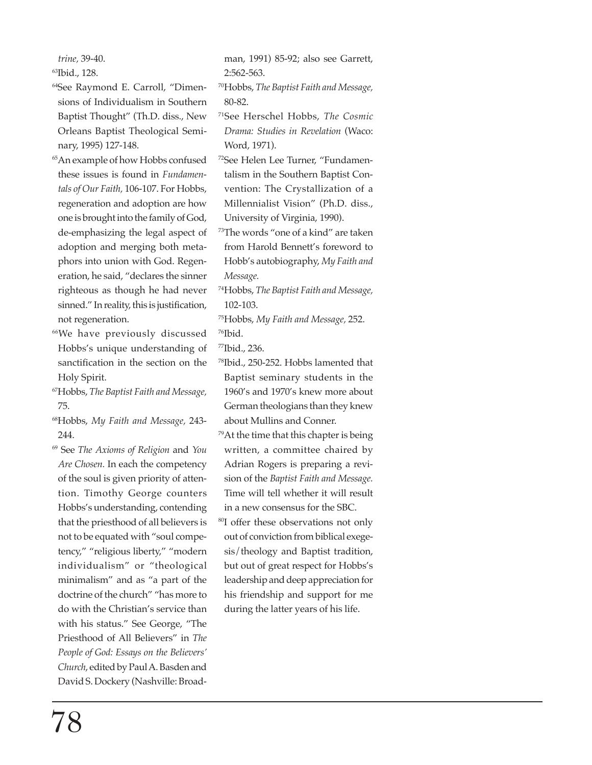*trine,* 39-40.

[63]Ibid., 128.

[64]See Raymond E. Carroll, "Dimensions of Individualism in Southern Baptist Thought" (Th.D. diss., New Orleans Baptist Theological Seminary, 1995) 127-148.

[65]An example of how Hobbs confused these issues is found in *Fundamentals of Our Faith,* 106-107. For Hobbs, regeneration and adoption are how one is brought into the family of God, de-emphasizing the legal aspect of adoption and merging both metaphors into union with God. Regeneration, he said, "declares the sinner righteous as though he had never sinned." In reality, this is justification, not regeneration.

[66]We have previously discussed Hobbs's unique understanding of sanctification in the section on the Holy Spirit.

[67]Hobbs, *The Baptist Faith and Message,* 75.

[68]Hobbs, *My Faith and Message,* 243-244.

[69] See *The Axioms of Religion* and *You Are Chosen.* In each the competency of the soul is given priority of attention. Timothy George counters Hobbs's understanding, contending that the priesthood of all believers is not to be equated with "soul competency," "religious liberty," "modern individualism" or "theological minimalism" and as "a part of the doctrine of the church" "has more to do with the Christian's service than with his status." See George, "The Priesthood of All Believers" in *The People of God: Essays on the Believers' Church*, edited by Paul A. Basden and David S. Dockery (Nashville: Broadman, 1991) 85-92; also see Garrett, 2:562-563.

[70]Hobbs, *The Baptist Faith and Message,* 80-82.

[71]See Herschel Hobbs, *The Cosmic Drama: Studies in Revelation* (Waco: Word, 1971).

[72]See Helen Lee Turner, "Fundamentalism in the Southern Baptist Convention: The Crystallization of a Millennialist Vision" (Ph.D. diss., University of Virginia, 1990).

[73]The words "one of a kind" are taken from Harold Bennett's foreword to Hobb's autobiography, *My Faith and Message.*

[74]Hobbs, *The Baptist Faith and Message,* 102-103.

[75]Hobbs, *My Faith and Message,* 252.

[76]Ibid.

[77]Ibid., 236.

[78]Ibid., 250-252. Hobbs lamented that Baptist seminary students in the 1960's and 1970's knew more about German theologians than they knew about Mullins and Conner.

[79]At the time that this chapter is being written, a committee chaired by Adrian Rogers is preparing a revision of the *Baptist Faith and Message.* Time will tell whether it will result in a new consensus for the SBC.

[80]I offer these observations not only out of conviction from biblical exegesis/theology and Baptist tradition, but out of great respect for Hobbs's leadership and deep appreciation for his friendship and support for me during the latter years of his life.